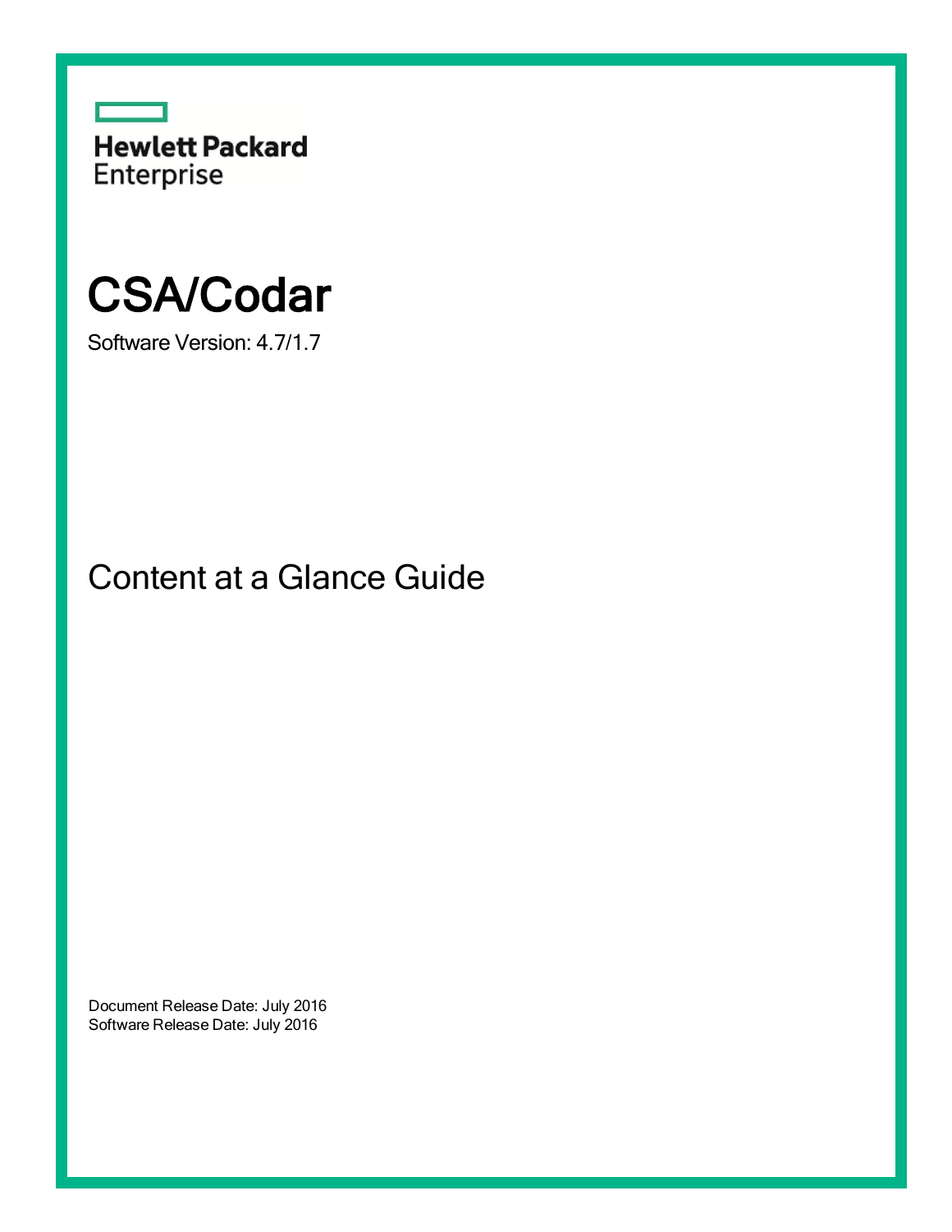Hewlett Packard Enterprise

# CSA/Codar

Software Version: 4.7/1.7

## Content at a Glance Guide

Document Release Date: July 2016
Software Release Date: July 2016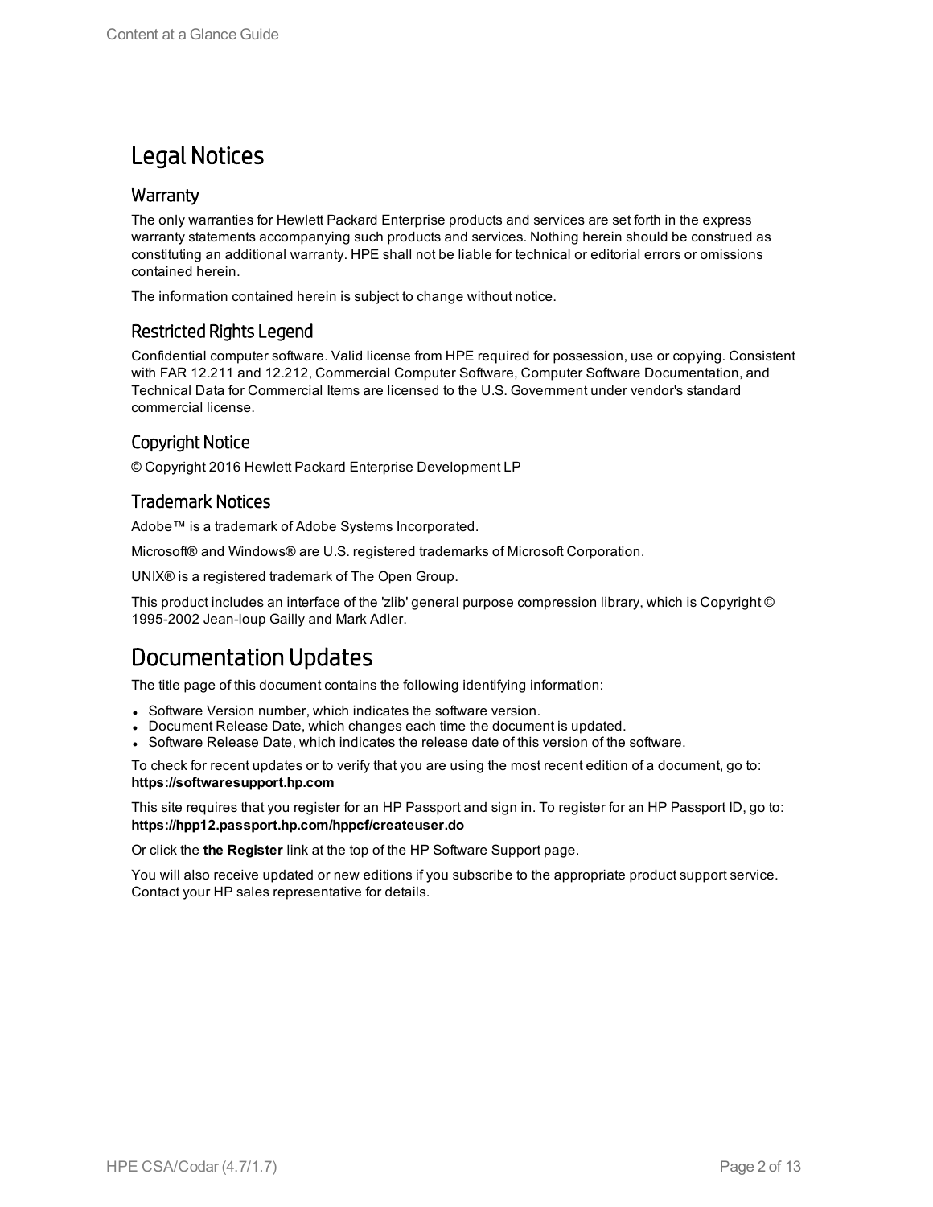# Legal Notices

## Warranty

The only warranties for Hewlett Packard Enterprise products and services are set forth in the express warranty statements accompanying such products and services. Nothing herein should be construed as constituting an additional warranty. HPE shall not be liable for technical or editorial errors or omissions contained herein.

The information contained herein is subject to change without notice.

## Restricted Rights Legend

Confidential computer software. Valid license from HPE required for possession, use or copying. Consistent with FAR 12.211 and 12.212, Commercial Computer Software, Computer Software Documentation, and Technical Data for Commercial Items are licensed to the U.S. Government under vendor's standard commercial license.

## Copyright Notice

© Copyright 2016 Hewlett Packard Enterprise Development LP

## Trademark Notices

Adobe™ is a trademark of Adobe Systems Incorporated.

Microsoft® and Windows® are U.S. registered trademarks of Microsoft Corporation.

UNIX® is a registered trademark of The Open Group.

This product includes an interface of the 'zlib' general purpose compression library, which is Copyright © 1995-2002 Jean-loup Gailly and Mark Adler.

# Documentation Updates

The title page of this document contains the following identifying information:

- Software Version number, which indicates the software version.
- Document Release Date, which changes each time the document is updated.
- Software Release Date, which indicates the release date of this version of the software.

To check for recent updates or to verify that you are using the most recent edition of a document, go to: **https://softwaresupport.hp.com**

This site requires that you register for an HP Passport and sign in. To register for an HP Passport ID, go to: **https://hpp12.passport.hp.com/hppcf/createuser.do**

Or click the **the Register** link at the top of the HP Software Support page.

You will also receive updated or new editions if you subscribe to the appropriate product support service. Contact your HP sales representative for details.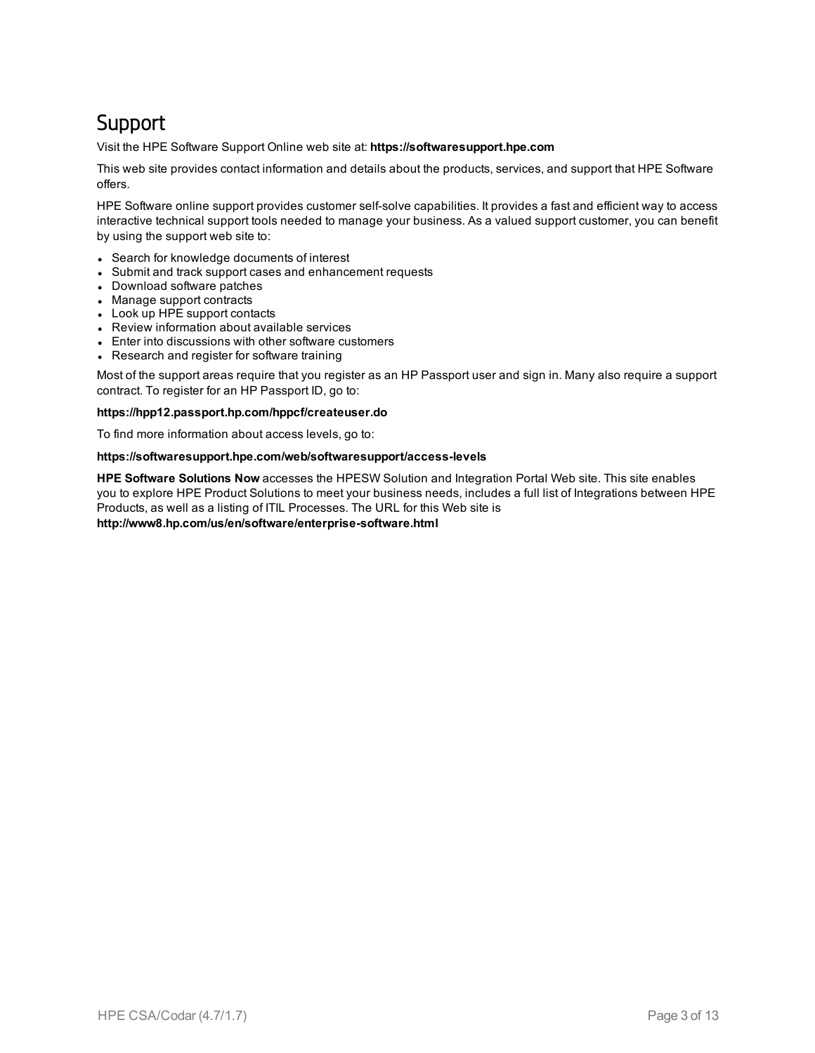# Support

Visit the HPE Software Support Online web site at: **https://softwaresupport.hpe.com**

This web site provides contact information and details about the products, services, and support that HPE Software offers.

HPE Software online support provides customer self-solve capabilities. It provides a fast and efficient way to access interactive technical support tools needed to manage your business. As a valued support customer, you can benefit by using the support web site to:

- Search for knowledge documents of interest
- Submit and track support cases and enhancement requests
- Download software patches
- Manage support contracts
- Look up HPE support contacts
- Review information about available services
- Enter into discussions with other software customers
- Research and register for software training

Most of the support areas require that you register as an HP Passport user and sign in. Many also require a support contract. To register for an HP Passport ID, go to:

**https://hpp12.passport.hp.com/hppcf/createuser.do**

To find more information about access levels, go to:

**https://softwaresupport.hpe.com/web/softwaresupport/access-levels**

**HPE Software Solutions Now** accesses the HPESW Solution and Integration Portal Web site. This site enables you to explore HPE Product Solutions to meet your business needs, includes a full list of Integrations between HPE Products, as well as a listing of ITIL Processes. The URL for this Web site is **http://www8.hp.com/us/en/software/enterprise-software.html**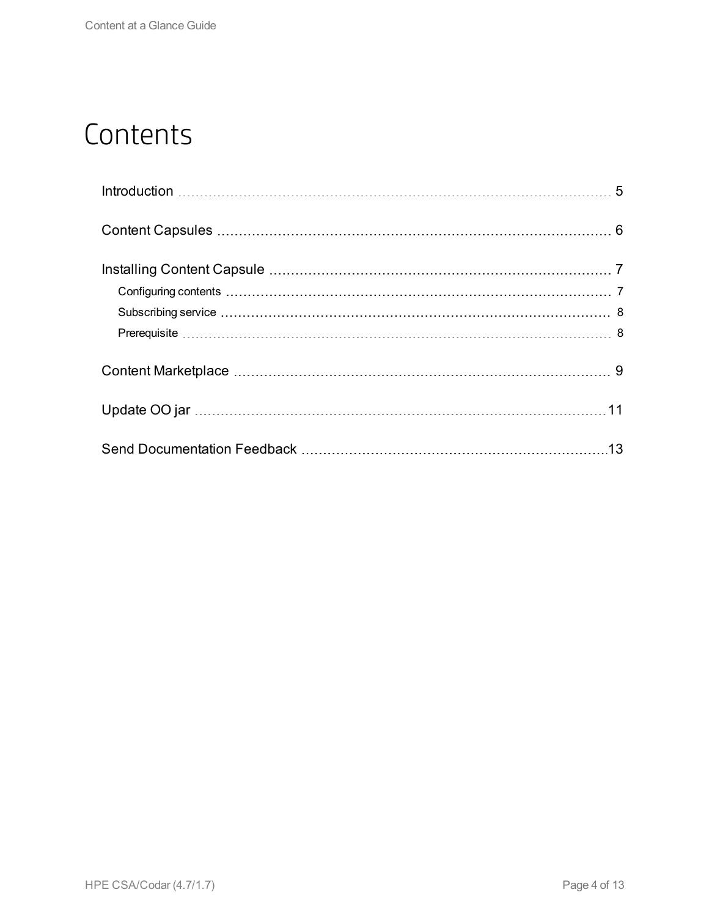# Contents

- Introduction ..... 5
- Content Capsules ..... 6
- Installing Content Capsule ..... 7
  - Configuring contents ..... 7
  - Subscribing service ..... 8
  - Prerequisite ..... 8
- Content Marketplace ..... 9
- Update OO jar ..... 11
- Send Documentation Feedback ..... 13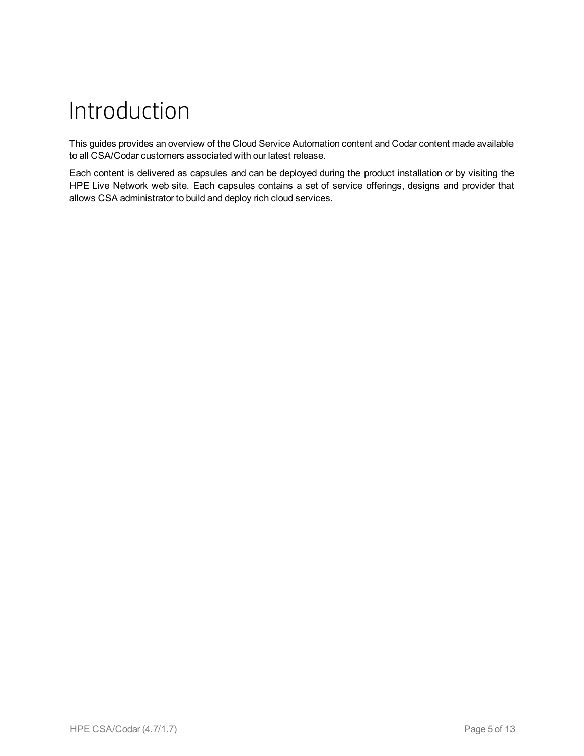# Introduction

This guides provides an overview of the Cloud Service Automation content and Codar content made available to all CSA/Codar customers associated with our latest release.

Each content is delivered as capsules and can be deployed during the product installation or by visiting the HPE Live Network web site. Each capsules contains a set of service offerings, designs and provider that allows CSA administrator to build and deploy rich cloud services.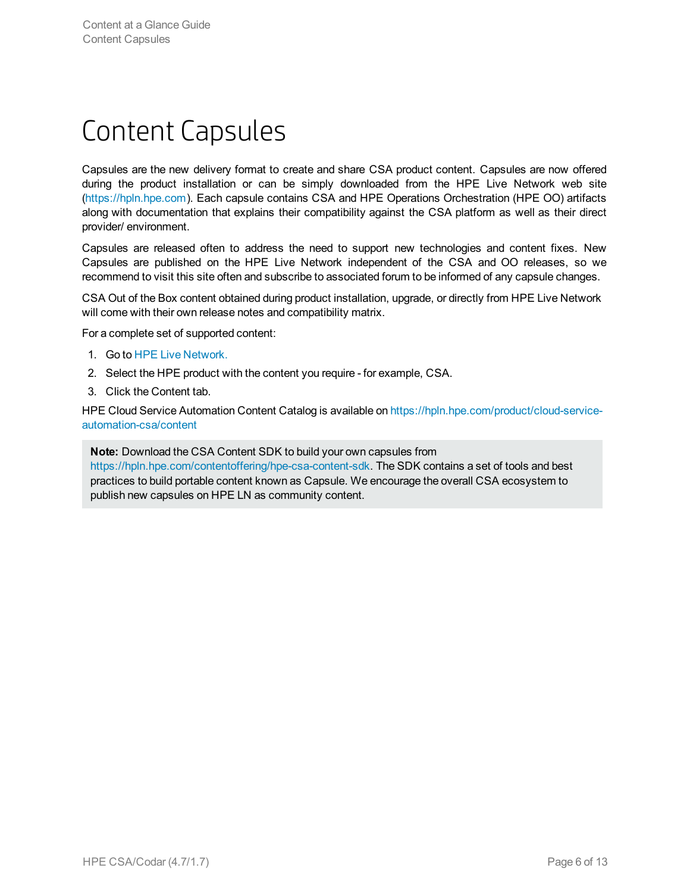# Content Capsules

Capsules are the new delivery format to create and share CSA product content. Capsules are now offered during the product installation or can be simply downloaded from the HPE Live Network web site (https://hpln.hpe.com). Each capsule contains CSA and HPE Operations Orchestration (HPE OO) artifacts along with documentation that explains their compatibility against the CSA platform as well as their direct provider/ environment.

Capsules are released often to address the need to support new technologies and content fixes. New Capsules are published on the HPE Live Network independent of the CSA and OO releases, so we recommend to visit this site often and subscribe to associated forum to be informed of any capsule changes.

CSA Out of the Box content obtained during product installation, upgrade, or directly from HPE Live Network will come with their own release notes and compatibility matrix.

For a complete set of supported content:

1. Go to HPE Live Network.
2. Select the HPE product with the content you require - for example, CSA.
3. Click the Content tab.

HPE Cloud Service Automation Content Catalog is available on https://hpln.hpe.com/product/cloud-service-automation-csa/content

> **Note:** Download the CSA Content SDK to build your own capsules from https://hpln.hpe.com/contentoffering/hpe-csa-content-sdk. The SDK contains a set of tools and best practices to build portable content known as Capsule. We encourage the overall CSA ecosystem to publish new capsules on HPE LN as community content.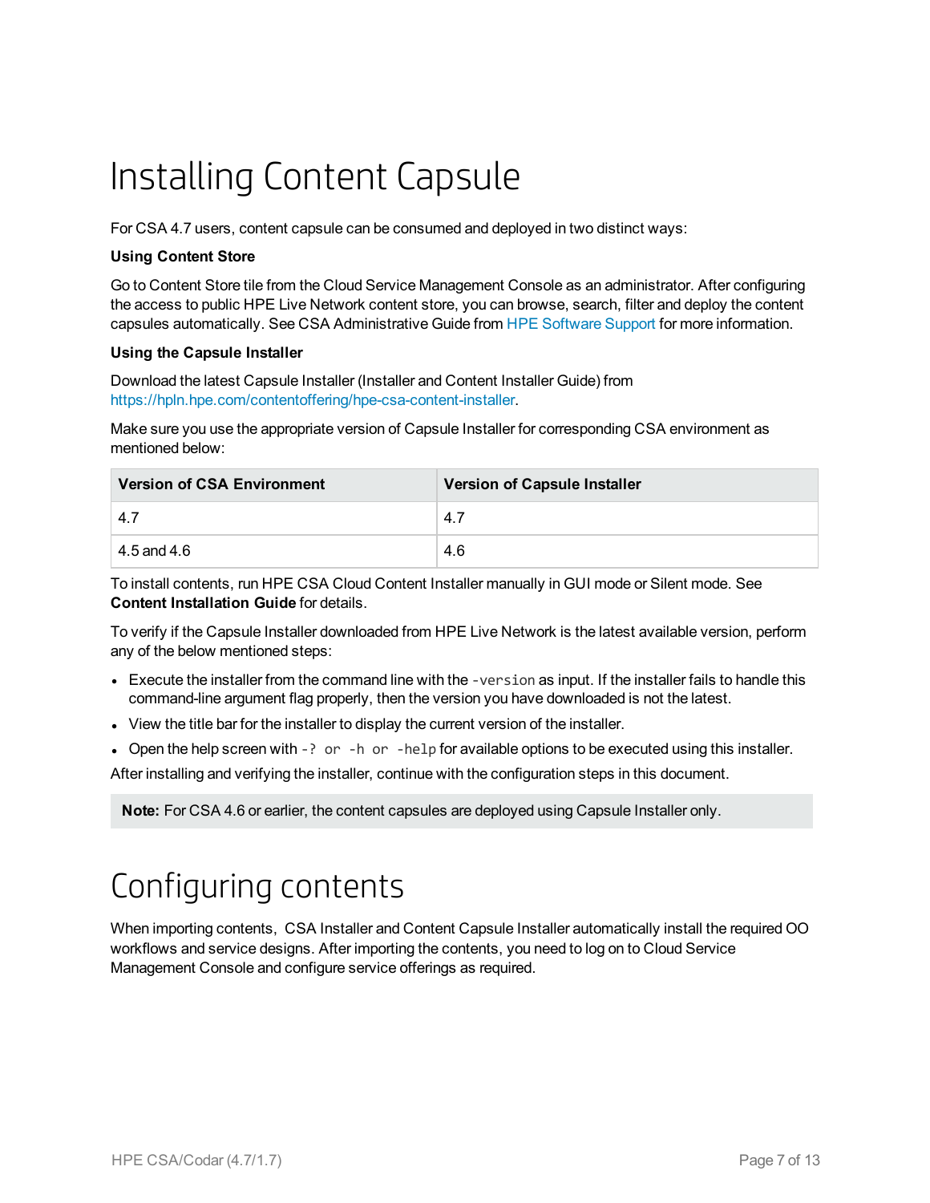# Installing Content Capsule

For CSA 4.7 users, content capsule can be consumed and deployed in two distinct ways:

**Using Content Store**

Go to Content Store tile from the Cloud Service Management Console as an administrator. After configuring the access to public HPE Live Network content store, you can browse, search, filter and deploy the content capsules automatically. See CSA Administrative Guide from HPE Software Support for more information.

**Using the Capsule Installer**

Download the latest Capsule Installer (Installer and Content Installer Guide) from https://hpln.hpe.com/contentoffering/hpe-csa-content-installer.

Make sure you use the appropriate version of Capsule Installer for corresponding CSA environment as mentioned below:

| Version of CSA Environment | Version of Capsule Installer |
| --- | --- |
| 4.7 | 4.7 |
| 4.5 and 4.6 | 4.6 |

To install contents, run HPE CSA Cloud Content Installer manually in GUI mode or Silent mode. See **Content Installation Guide** for details.

To verify if the Capsule Installer downloaded from HPE Live Network is the latest available version, perform any of the below mentioned steps:

- Execute the installer from the command line with the `-version` as input. If the installer fails to handle this command-line argument flag properly, then the version you have downloaded is not the latest.
- View the title bar for the installer to display the current version of the installer.
- Open the help screen with `-? or -h or -help` for available options to be executed using this installer.

After installing and verifying the installer, continue with the configuration steps in this document.

> **Note:** For CSA 4.6 or earlier, the content capsules are deployed using Capsule Installer only.

# Configuring contents

When importing contents, CSA Installer and Content Capsule Installer automatically install the required OO workflows and service designs. After importing the contents, you need to log on to Cloud Service Management Console and configure service offerings as required.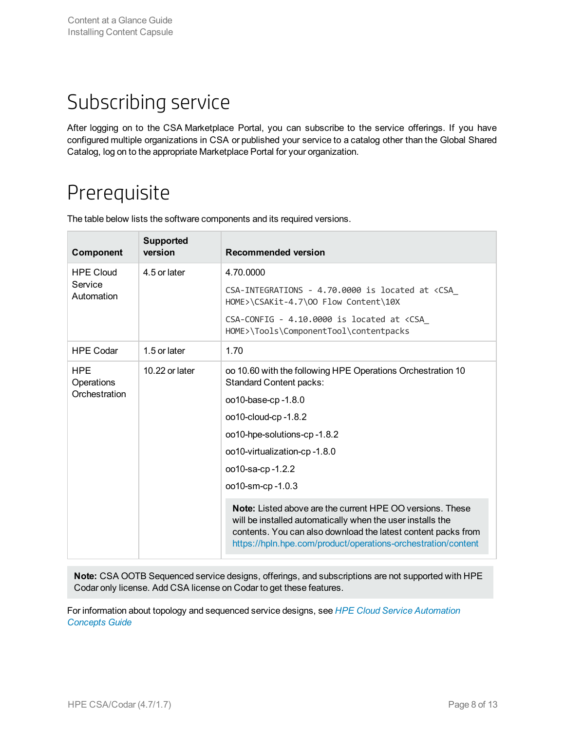# Subscribing service

After logging on to the CSA Marketplace Portal, you can subscribe to the service offerings. If you have configured multiple organizations in CSA or published your service to a catalog other than the Global Shared Catalog, log on to the appropriate Marketplace Portal for your organization.

# Prerequisite

The table below lists the software components and its required versions.

| Component | Supported version | Recommended version |
|---|---|---|
| HPE Cloud Service Automation | 4.5 or later | 4.70.0000<br><br>`CSA-INTEGRATIONS - 4.70.0000 is located at <CSA_HOME>\CSAKit-4.7\OO Flow Content\10X`<br><br>`CSA-CONFIG - 4.10.0000 is located at <CSA_HOME>\Tools\ComponentTool\contentpacks` |
| HPE Codar | 1.5 or later | 1.70 |
| HPE Operations Orchestration | 10.22 or later | oo 10.60 with the following HPE Operations Orchestration 10 Standard Content packs:<br><br>oo10-base-cp -1.8.0<br><br>oo10-cloud-cp -1.8.2<br><br>oo10-hpe-solutions-cp -1.8.2<br><br>oo10-virtualization-cp -1.8.0<br><br>oo10-sa-cp -1.2.2<br><br>oo10-sm-cp -1.0.3<br><br>**Note:** Listed above are the current HPE OO versions. These will be installed automatically when the user installs the contents. You can also download the latest content packs from https://hpln.hpe.com/product/operations-orchestration/content |

**Note:** CSA OOTB Sequenced service designs, offerings, and subscriptions are not supported with HPE Codar only license. Add CSA license on Codar to get these features.

For information about topology and sequenced service designs, see *HPE Cloud Service Automation Concepts Guide*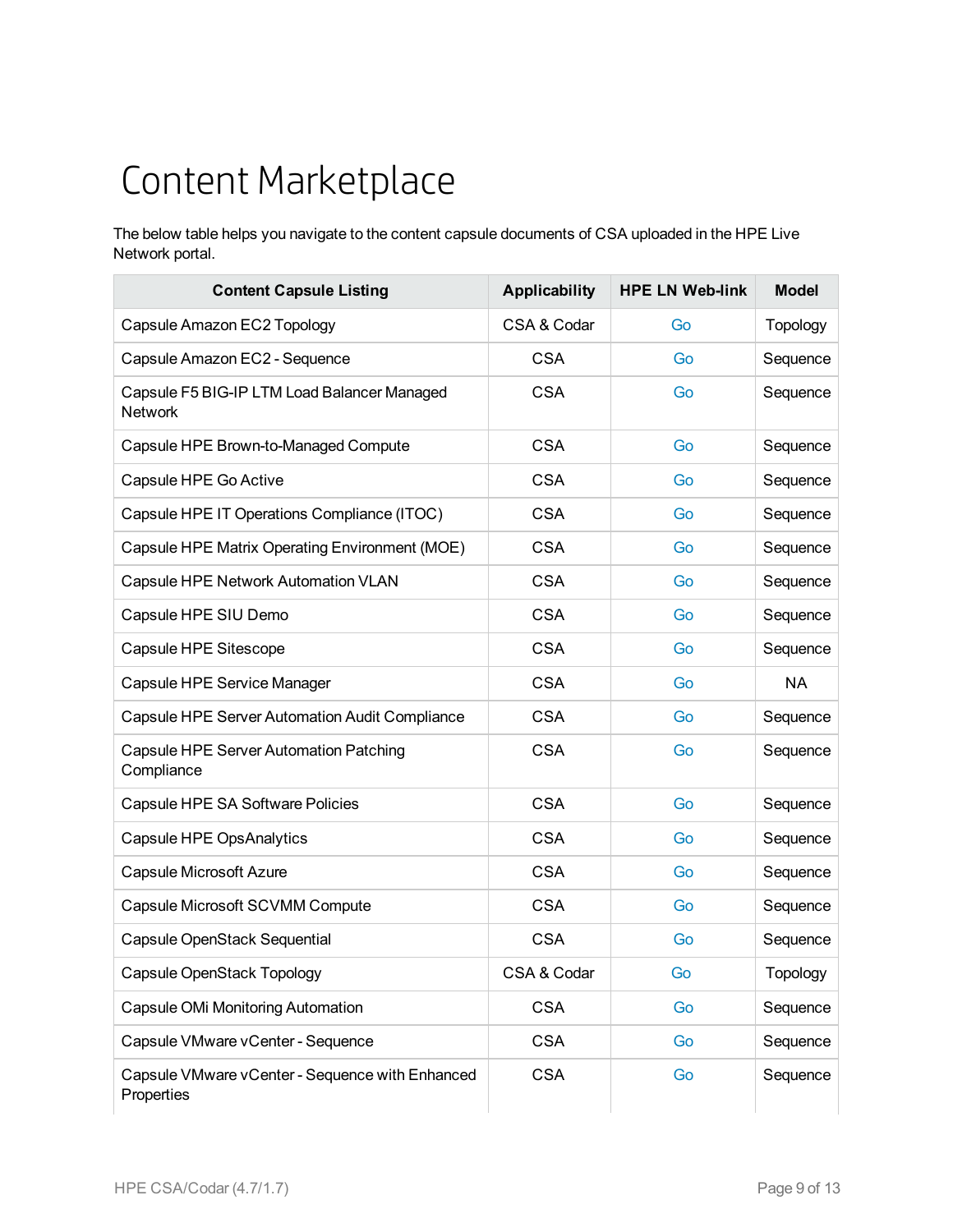# Content Marketplace

The below table helps you navigate to the content capsule documents of CSA uploaded in the HPE Live Network portal.

| Content Capsule Listing | Applicability | HPE LN Web-link | Model |
| --- | --- | --- | --- |
| Capsule Amazon EC2 Topology | CSA & Codar | Go | Topology |
| Capsule Amazon EC2 - Sequence | CSA | Go | Sequence |
| Capsule F5 BIG-IP LTM Load Balancer Managed Network | CSA | Go | Sequence |
| Capsule HPE Brown-to-Managed Compute | CSA | Go | Sequence |
| Capsule HPE Go Active | CSA | Go | Sequence |
| Capsule HPE IT Operations Compliance (ITOC) | CSA | Go | Sequence |
| Capsule HPE Matrix Operating Environment (MOE) | CSA | Go | Sequence |
| Capsule HPE Network Automation VLAN | CSA | Go | Sequence |
| Capsule HPE SIU Demo | CSA | Go | Sequence |
| Capsule HPE Sitescope | CSA | Go | Sequence |
| Capsule HPE Service Manager | CSA | Go | NA |
| Capsule HPE Server Automation Audit Compliance | CSA | Go | Sequence |
| Capsule HPE Server Automation Patching Compliance | CSA | Go | Sequence |
| Capsule HPE SA Software Policies | CSA | Go | Sequence |
| Capsule HPE OpsAnalytics | CSA | Go | Sequence |
| Capsule Microsoft Azure | CSA | Go | Sequence |
| Capsule Microsoft SCVMM Compute | CSA | Go | Sequence |
| Capsule OpenStack Sequential | CSA | Go | Sequence |
| Capsule OpenStack Topology | CSA & Codar | Go | Topology |
| Capsule OMi Monitoring Automation | CSA | Go | Sequence |
| Capsule VMware vCenter - Sequence | CSA | Go | Sequence |
| Capsule VMware vCenter - Sequence with Enhanced Properties | CSA | Go | Sequence |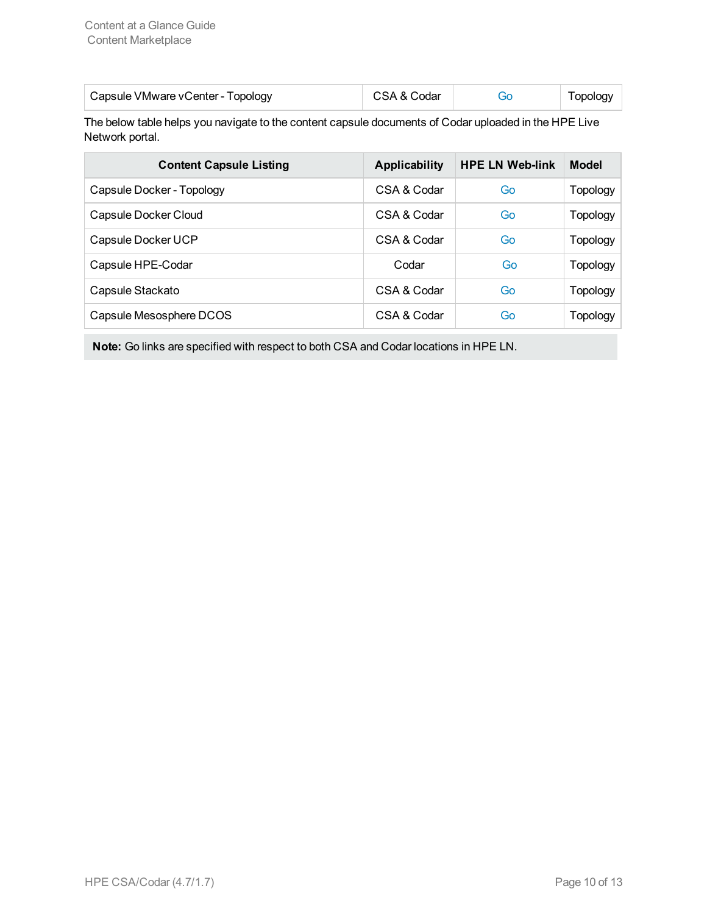| Capsule VMware vCenter - Topology | CSA & Codar | Go | Topology |
|---|---|---|---|

The below table helps you navigate to the content capsule documents of Codar uploaded in the HPE Live Network portal.

| Content Capsule Listing | Applicability | HPE LN Web-link | Model |
|---|---|---|---|
| Capsule Docker - Topology | CSA & Codar | Go | Topology |
| Capsule Docker Cloud | CSA & Codar | Go | Topology |
| Capsule Docker UCP | CSA & Codar | Go | Topology |
| Capsule HPE-Codar | Codar | Go | Topology |
| Capsule Stackato | CSA & Codar | Go | Topology |
| Capsule Mesosphere DCOS | CSA & Codar | Go | Topology |

**Note:** Go links are specified with respect to both CSA and Codar locations in HPE LN.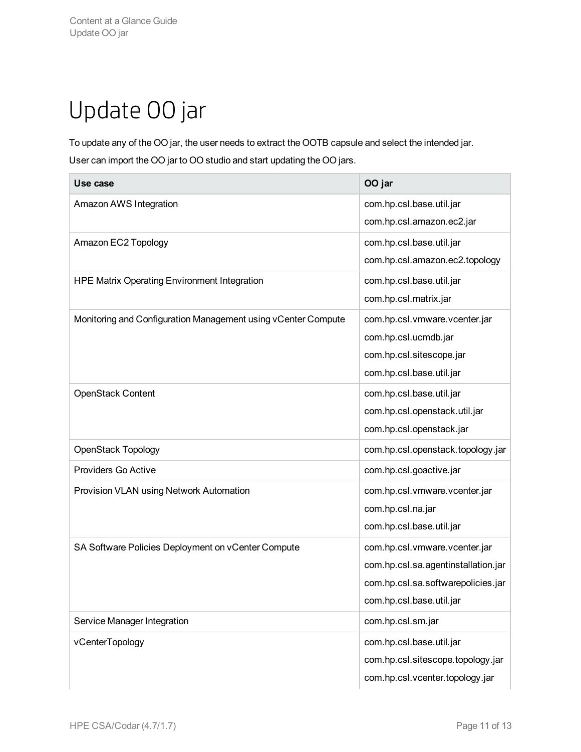# Update OO jar

To update any of the OO jar, the user needs to extract the OOTB capsule and select the intended jar.

User can import the OO jar to OO studio and start updating the OO jars.

| Use case | OO jar |
|---|---|
| Amazon AWS Integration | com.hp.csl.base.util.jar<br>com.hp.csl.amazon.ec2.jar |
| Amazon EC2 Topology | com.hp.csl.base.util.jar<br>com.hp.csl.amazon.ec2.topology |
| HPE Matrix Operating Environment Integration | com.hp.csl.base.util.jar<br>com.hp.csl.matrix.jar |
| Monitoring and Configuration Management using vCenter Compute | com.hp.csl.vmware.vcenter.jar<br>com.hp.csl.ucmdb.jar<br>com.hp.csl.sitescope.jar<br>com.hp.csl.base.util.jar |
| OpenStack Content | com.hp.csl.base.util.jar<br>com.hp.csl.openstack.util.jar<br>com.hp.csl.openstack.jar |
| OpenStack Topology | com.hp.csl.openstack.topology.jar |
| Providers Go Active | com.hp.csl.goactive.jar |
| Provision VLAN using Network Automation | com.hp.csl.vmware.vcenter.jar<br>com.hp.csl.na.jar<br>com.hp.csl.base.util.jar |
| SA Software Policies Deployment on vCenter Compute | com.hp.csl.vmware.vcenter.jar<br>com.hp.csl.sa.agentinstallation.jar<br>com.hp.csl.sa.softwarepolicies.jar<br>com.hp.csl.base.util.jar |
| Service Manager Integration | com.hp.csl.sm.jar |
| vCenterTopology | com.hp.csl.base.util.jar<br>com.hp.csl.sitescope.topology.jar<br>com.hp.csl.vcenter.topology.jar |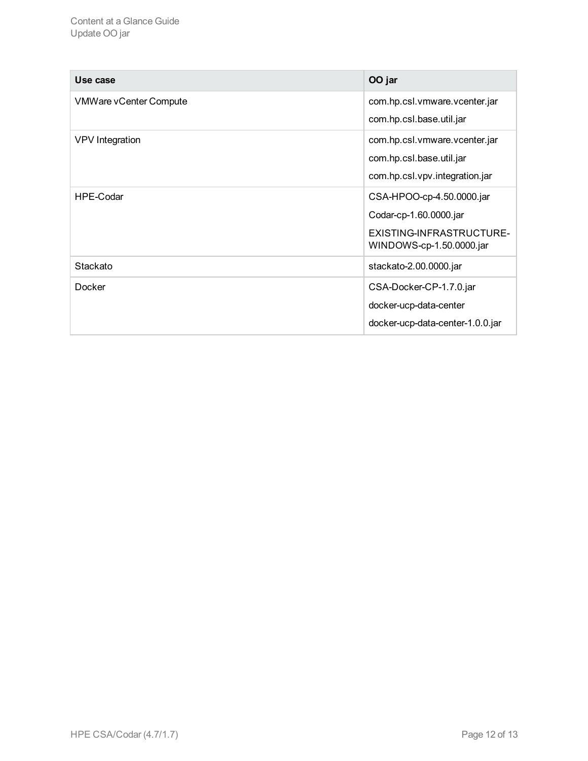| Use case | OO jar |
| --- | --- |
| VMWare vCenter Compute | com.hp.csl.vmware.vcenter.jar<br>com.hp.csl.base.util.jar |
| VPV Integration | com.hp.csl.vmware.vcenter.jar<br>com.hp.csl.base.util.jar<br>com.hp.csl.vpv.integration.jar |
| HPE-Codar | CSA-HPOO-cp-4.50.0000.jar<br>Codar-cp-1.60.0000.jar<br>EXISTING-INFRASTRUCTURE-WINDOWS-cp-1.50.0000.jar |
| Stackato | stackato-2.00.0000.jar |
| Docker | CSA-Docker-CP-1.7.0.jar<br>docker-ucp-data-center<br>docker-ucp-data-center-1.0.0.jar |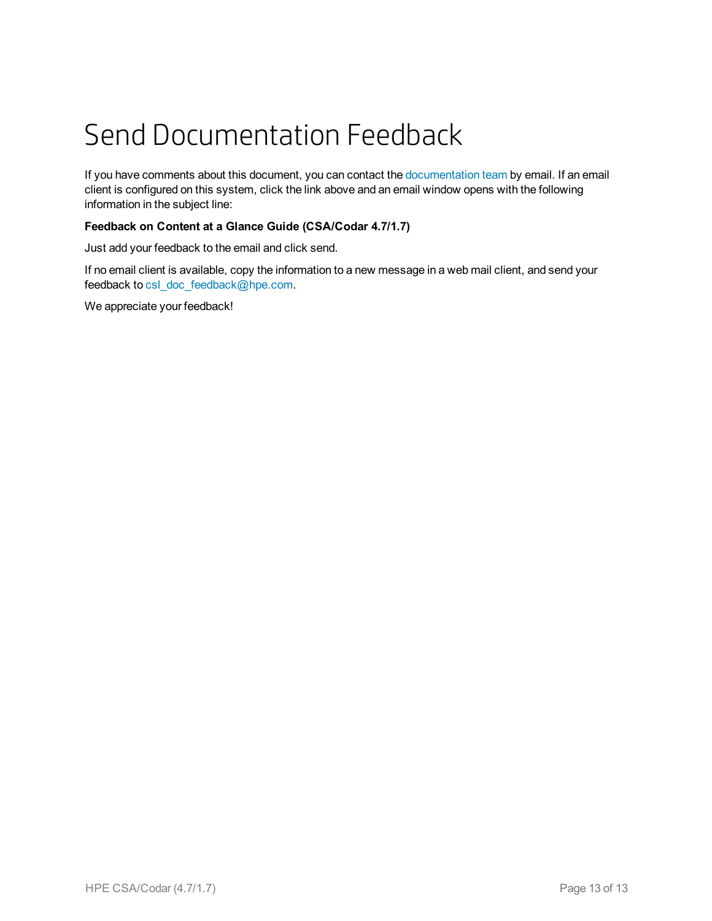# Send Documentation Feedback

If you have comments about this document, you can contact the documentation team by email. If an email client is configured on this system, click the link above and an email window opens with the following information in the subject line:

**Feedback on Content at a Glance Guide (CSA/Codar 4.7/1.7)**

Just add your feedback to the email and click send.

If no email client is available, copy the information to a new message in a web mail client, and send your feedback to csl_doc_feedback@hpe.com.

We appreciate your feedback!